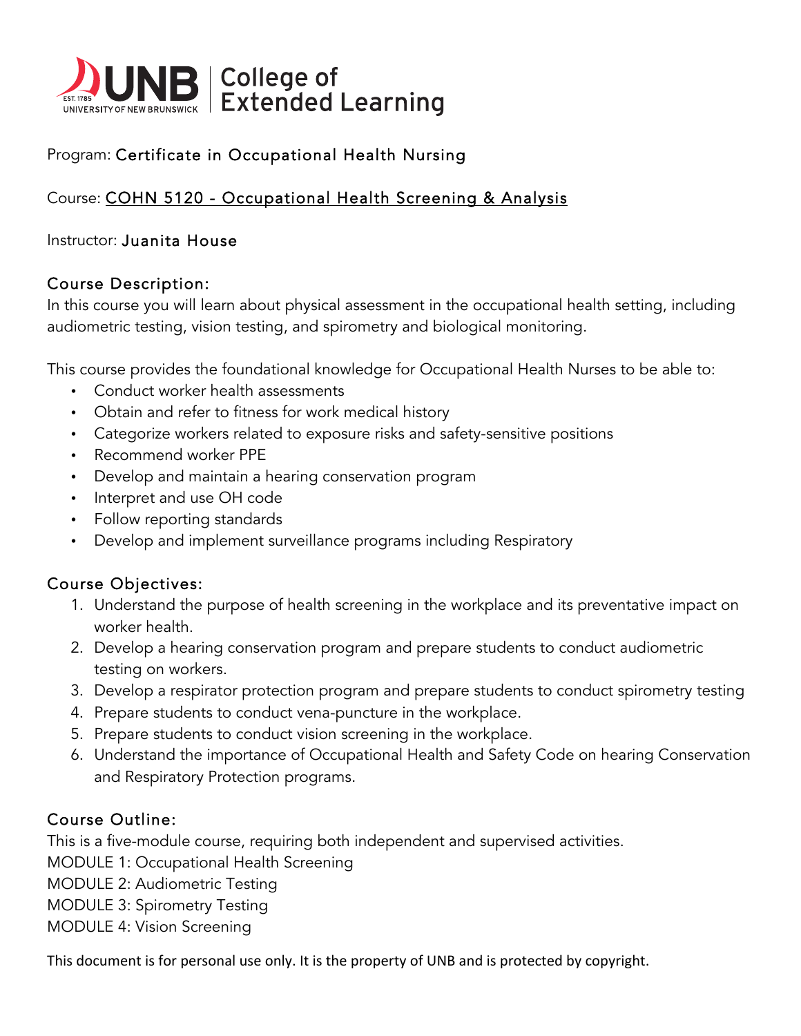UNB | College of Extended Learning

Program: Certificate in Occupational Health Nursing

Course: COHN 5120 - Occupational Health Screening & Analysis

Instructor: Juanita House

## Course Description:

In this course you will learn about physical assessment in the occupational health setting, including audiometric testing, vision testing, and spirometry and biological monitoring.

This course provides the foundational knowledge for Occupational Health Nurses to be able to:

- Conduct worker health assessments
- Obtain and refer to fitness for work medical history
- Categorize workers related to exposure risks and safety-sensitive positions
- Recommend worker PPE
- Develop and maintain a hearing conservation program
- Interpret and use OH code
- Follow reporting standards
- Develop and implement surveillance programs including Respiratory

## Course Objectives:

1. Understand the purpose of health screening in the workplace and its preventative impact on worker health.
2. Develop a hearing conservation program and prepare students to conduct audiometric testing on workers.
3. Develop a respirator protection program and prepare students to conduct spirometry testing
4. Prepare students to conduct vena-puncture in the workplace.
5. Prepare students to conduct vision screening in the workplace.
6. Understand the importance of Occupational Health and Safety Code on hearing Conservation and Respiratory Protection programs.

## Course Outline:

This is a five-module course, requiring both independent and supervised activities.

MODULE 1: Occupational Health Screening

MODULE 2: Audiometric Testing

MODULE 3: Spirometry Testing

MODULE 4: Vision Screening

This document is for personal use only. It is the property of UNB and is protected by copyright.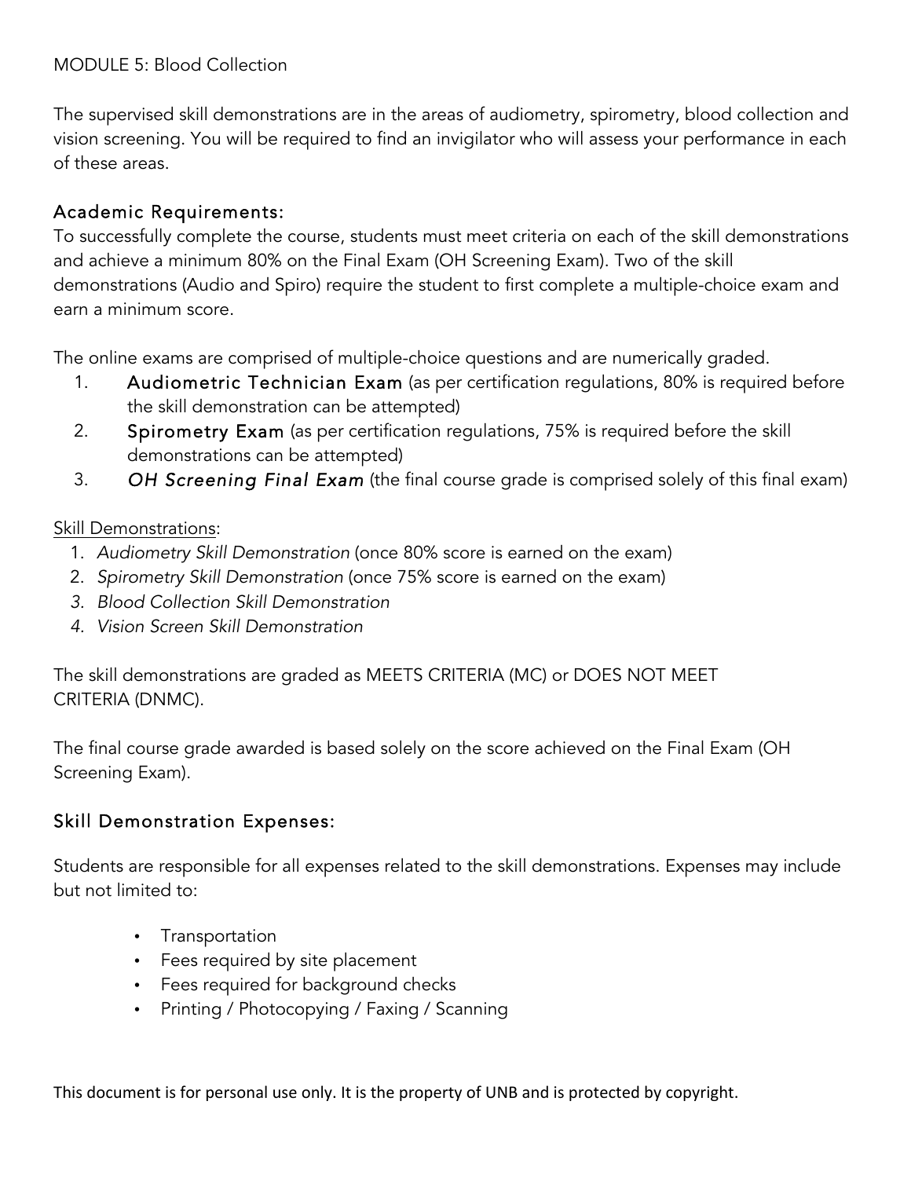MODULE 5: Blood Collection

The supervised skill demonstrations are in the areas of audiometry, spirometry, blood collection and vision screening. You will be required to find an invigilator who will assess your performance in each of these areas.

## Academic Requirements:

To successfully complete the course, students must meet criteria on each of the skill demonstrations and achieve a minimum 80% on the Final Exam (OH Screening Exam). Two of the skill demonstrations (Audio and Spiro) require the student to first complete a multiple-choice exam and earn a minimum score.

The online exams are comprised of multiple-choice questions and are numerically graded.

1. **Audiometric Technician Exam** (as per certification regulations, 80% is required before the skill demonstration can be attempted)
2. **Spirometry Exam** (as per certification regulations, 75% is required before the skill demonstrations can be attempted)
3. *OH Screening Final Exam* (the final course grade is comprised solely of this final exam)

Skill Demonstrations:

1. *Audiometry Skill Demonstration* (once 80% score is earned on the exam)
2. *Spirometry Skill Demonstration* (once 75% score is earned on the exam)
3. *Blood Collection Skill Demonstration*
4. *Vision Screen Skill Demonstration*

The skill demonstrations are graded as MEETS CRITERIA (MC) or DOES NOT MEET CRITERIA (DNMC).

The final course grade awarded is based solely on the score achieved on the Final Exam (OH Screening Exam).

## Skill Demonstration Expenses:

Students are responsible for all expenses related to the skill demonstrations. Expenses may include but not limited to:

- Transportation
- Fees required by site placement
- Fees required for background checks
- Printing / Photocopying / Faxing / Scanning

This document is for personal use only. It is the property of UNB and is protected by copyright.